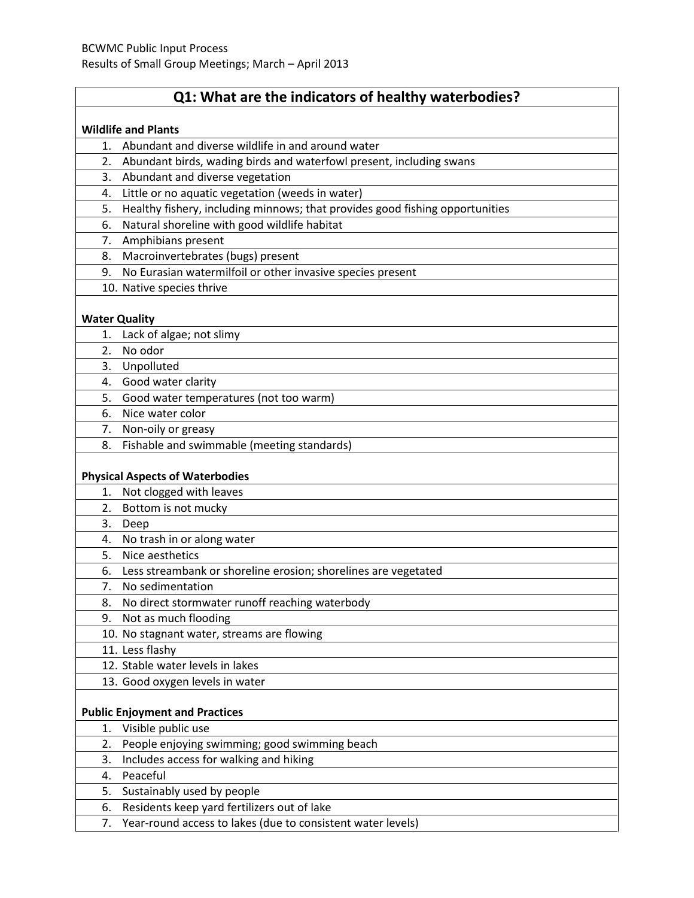BCWMC Public Input Process
Results of Small Group Meetings; March – April 2013

## Q1: What are the indicators of healthy waterbodies?

**Wildlife and Plants**

1. Abundant and diverse wildlife in and around water
2. Abundant birds, wading birds and waterfowl present, including swans
3. Abundant and diverse vegetation
4. Little or no aquatic vegetation (weeds in water)
5. Healthy fishery, including minnows; that provides good fishing opportunities
6. Natural shoreline with good wildlife habitat
7. Amphibians present
8. Macroinvertebrates (bugs) present
9. No Eurasian watermilfoil or other invasive species present
10. Native species thrive

**Water Quality**

1. Lack of algae; not slimy
2. No odor
3. Unpolluted
4. Good water clarity
5. Good water temperatures (not too warm)
6. Nice water color
7. Non-oily or greasy
8. Fishable and swimmable (meeting standards)

**Physical Aspects of Waterbodies**

1. Not clogged with leaves
2. Bottom is not mucky
3. Deep
4. No trash in or along water
5. Nice aesthetics
6. Less streambank or shoreline erosion; shorelines are vegetated
7. No sedimentation
8. No direct stormwater runoff reaching waterbody
9. Not as much flooding
10. No stagnant water, streams are flowing
11. Less flashy
12. Stable water levels in lakes
13. Good oxygen levels in water

**Public Enjoyment and Practices**

1. Visible public use
2. People enjoying swimming; good swimming beach
3. Includes access for walking and hiking
4. Peaceful
5. Sustainably used by people
6. Residents keep yard fertilizers out of lake
7. Year-round access to lakes (due to consistent water levels)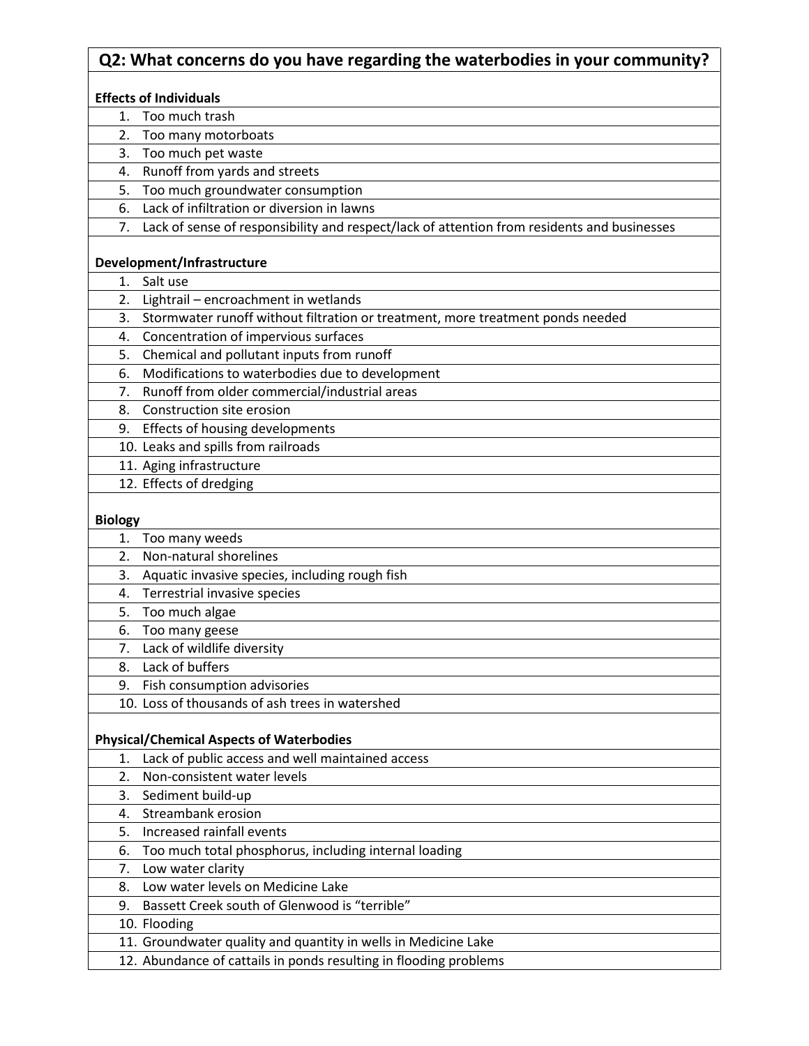## Q2: What concerns do you have regarding the waterbodies in your community?

**Effects of Individuals**

1. Too much trash
2. Too many motorboats
3. Too much pet waste
4. Runoff from yards and streets
5. Too much groundwater consumption
6. Lack of infiltration or diversion in lawns
7. Lack of sense of responsibility and respect/lack of attention from residents and businesses

**Development/Infrastructure**

1. Salt use
2. Lightrail – encroachment in wetlands
3. Stormwater runoff without filtration or treatment, more treatment ponds needed
4. Concentration of impervious surfaces
5. Chemical and pollutant inputs from runoff
6. Modifications to waterbodies due to development
7. Runoff from older commercial/industrial areas
8. Construction site erosion
9. Effects of housing developments
10. Leaks and spills from railroads
11. Aging infrastructure
12. Effects of dredging

**Biology**

1. Too many weeds
2. Non-natural shorelines
3. Aquatic invasive species, including rough fish
4. Terrestrial invasive species
5. Too much algae
6. Too many geese
7. Lack of wildlife diversity
8. Lack of buffers
9. Fish consumption advisories
10. Loss of thousands of ash trees in watershed

**Physical/Chemical Aspects of Waterbodies**

1. Lack of public access and well maintained access
2. Non-consistent water levels
3. Sediment build-up
4. Streambank erosion
5. Increased rainfall events
6. Too much total phosphorus, including internal loading
7. Low water clarity
8. Low water levels on Medicine Lake
9. Bassett Creek south of Glenwood is "terrible"
10. Flooding
11. Groundwater quality and quantity in wells in Medicine Lake
12. Abundance of cattails in ponds resulting in flooding problems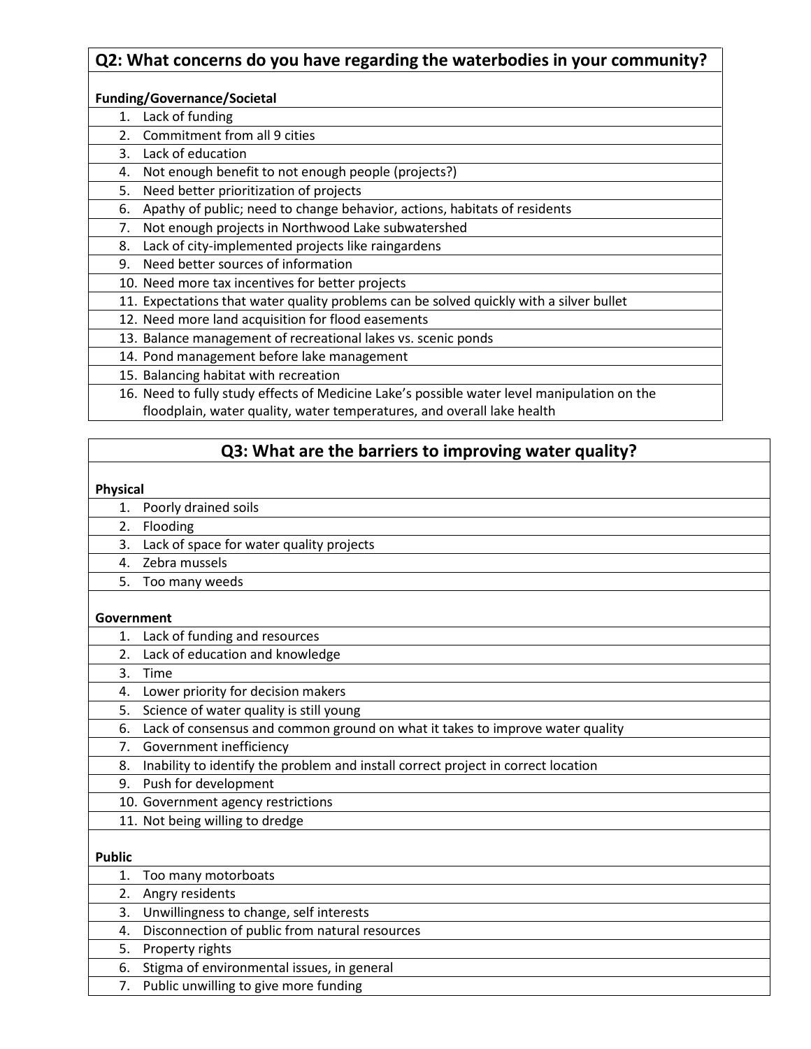## Q2: What concerns do you have regarding the waterbodies in your community?

**Funding/Governance/Societal**

1. Lack of funding
2. Commitment from all 9 cities
3. Lack of education
4. Not enough benefit to not enough people (projects?)
5. Need better prioritization of projects
6. Apathy of public; need to change behavior, actions, habitats of residents
7. Not enough projects in Northwood Lake subwatershed
8. Lack of city-implemented projects like raingardens
9. Need better sources of information
10. Need more tax incentives for better projects
11. Expectations that water quality problems can be solved quickly with a silver bullet
12. Need more land acquisition for flood easements
13. Balance management of recreational lakes vs. scenic ponds
14. Pond management before lake management
15. Balancing habitat with recreation
16. Need to fully study effects of Medicine Lake's possible water level manipulation on the floodplain, water quality, water temperatures, and overall lake health

## Q3: What are the barriers to improving water quality?

**Physical**

1. Poorly drained soils
2. Flooding
3. Lack of space for water quality projects
4. Zebra mussels
5. Too many weeds

**Government**

1. Lack of funding and resources
2. Lack of education and knowledge
3. Time
4. Lower priority for decision makers
5. Science of water quality is still young
6. Lack of consensus and common ground on what it takes to improve water quality
7. Government inefficiency
8. Inability to identify the problem and install correct project in correct location
9. Push for development
10. Government agency restrictions
11. Not being willing to dredge

**Public**

1. Too many motorboats
2. Angry residents
3. Unwillingness to change, self interests
4. Disconnection of public from natural resources
5. Property rights
6. Stigma of environmental issues, in general
7. Public unwilling to give more funding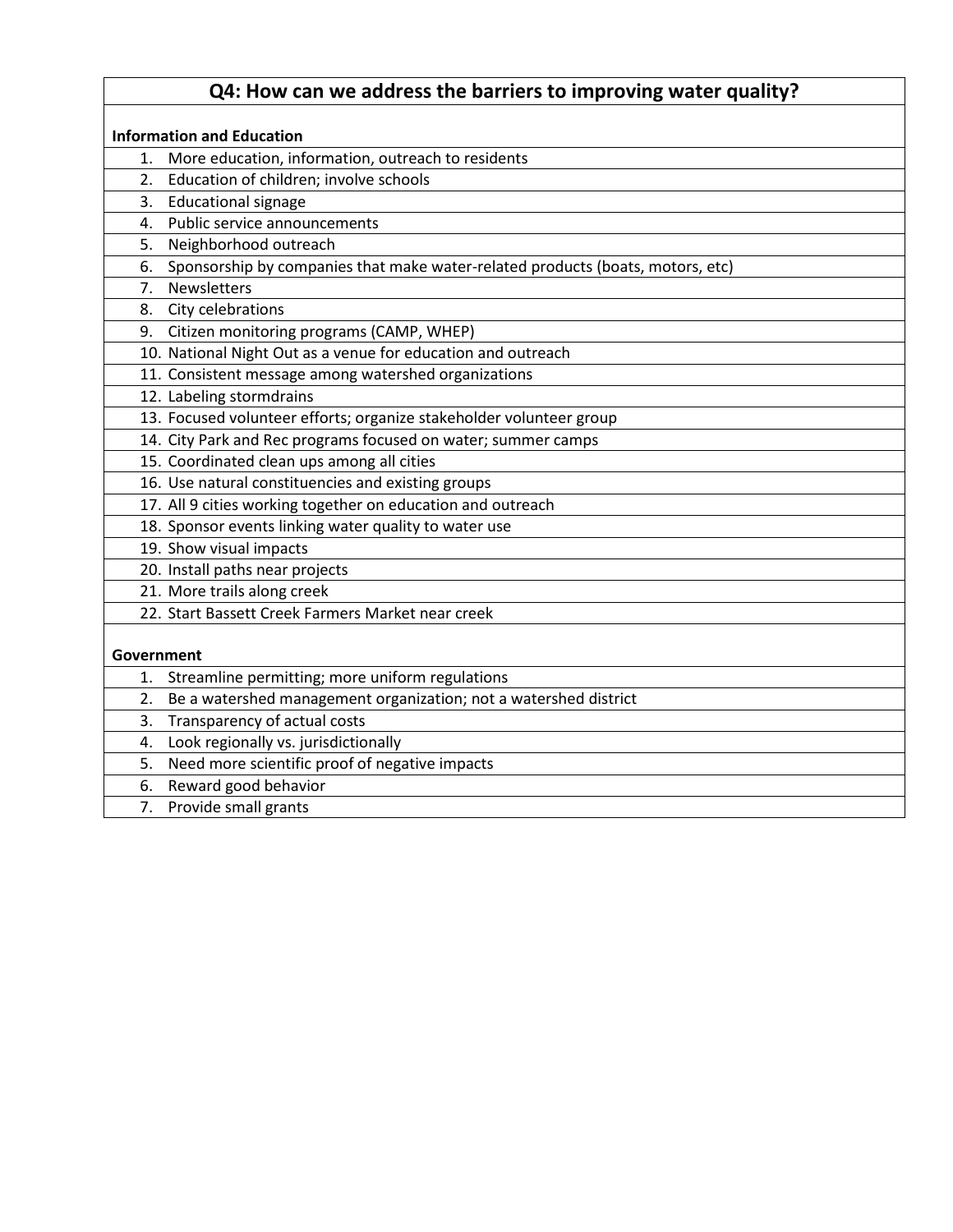## Q4: How can we address the barriers to improving water quality?

**Information and Education**

1. More education, information, outreach to residents
2. Education of children; involve schools
3. Educational signage
4. Public service announcements
5. Neighborhood outreach
6. Sponsorship by companies that make water-related products (boats, motors, etc)
7. Newsletters
8. City celebrations
9. Citizen monitoring programs (CAMP, WHEP)
10. National Night Out as a venue for education and outreach
11. Consistent message among watershed organizations
12. Labeling stormdrains
13. Focused volunteer efforts; organize stakeholder volunteer group
14. City Park and Rec programs focused on water; summer camps
15. Coordinated clean ups among all cities
16. Use natural constituencies and existing groups
17. All 9 cities working together on education and outreach
18. Sponsor events linking water quality to water use
19. Show visual impacts
20. Install paths near projects
21. More trails along creek
22. Start Bassett Creek Farmers Market near creek

**Government**

1. Streamline permitting; more uniform regulations
2. Be a watershed management organization; not a watershed district
3. Transparency of actual costs
4. Look regionally vs. jurisdictionally
5. Need more scientific proof of negative impacts
6. Reward good behavior
7. Provide small grants